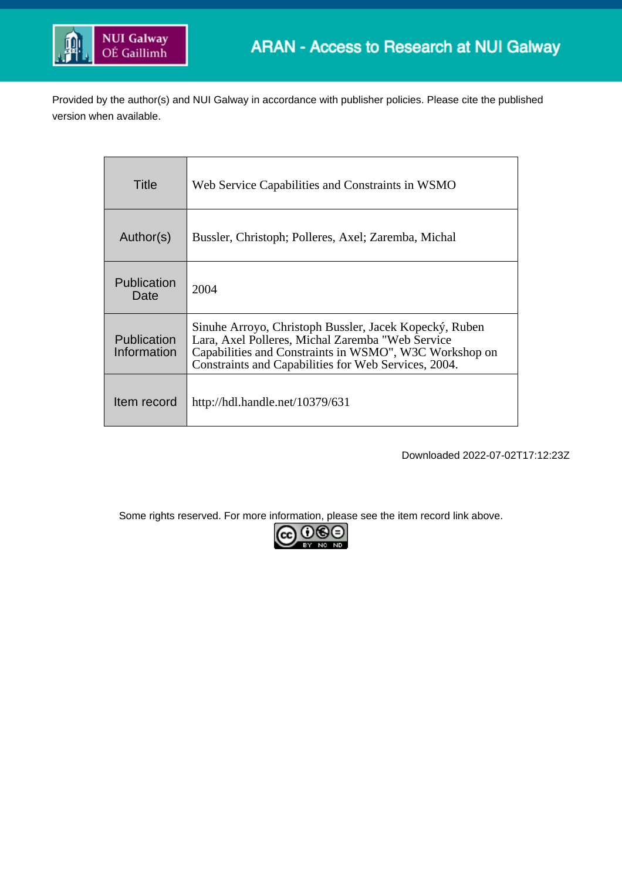ARAN - Access to Research at NUI Galway

Provided by the author(s) and NUI Galway in accordance with publisher policies. Please cite the published version when available.

| Title | Web Service Capabilities and Constraints in WSMO |
|---|---|
| Author(s) | Bussler, Christoph; Polleres, Axel; Zaremba, Michal |
| Publication Date | 2004 |
| Publication Information | Sinuhe Arroyo, Christoph Bussler, Jacek Kopecký, Ruben Lara, Axel Polleres, Michal Zaremba "Web Service Capabilities and Constraints in WSMO", W3C Workshop on Constraints and Capabilities for Web Services, 2004. |
| Item record | http://hdl.handle.net/10379/631 |

Downloaded 2022-07-02T17:12:23Z

Some rights reserved. For more information, please see the item record link above.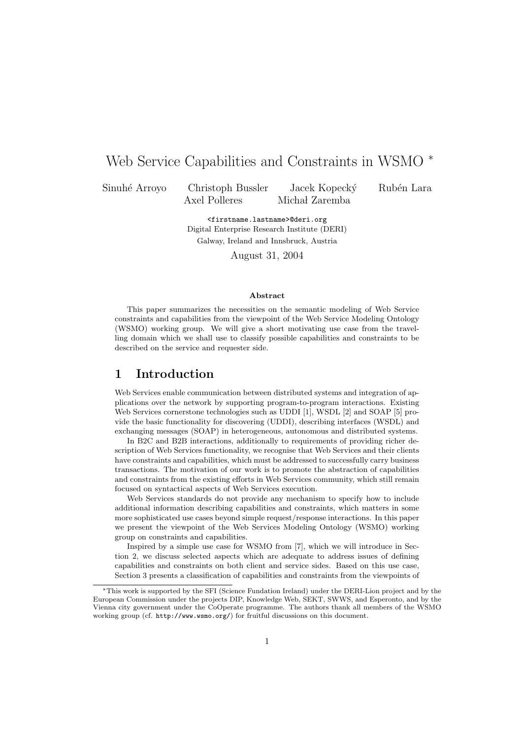# Web Service Capabilities and Constraints in WSMO *

Sinuhé Arroyo Christoph Bussler Jacek Kopecký Rubén Lara
Axel Polleres Michał Zaremba

<firstname.lastname>@deri.org
Digital Enterprise Research Institute (DERI)
Galway, Ireland and Innsbruck, Austria

August 31, 2004

**Abstract**

This paper summarizes the necessities on the semantic modeling of Web Service constraints and capabilities from the viewpoint of the Web Service Modeling Ontology (WSMO) working group. We will give a short motivating use case from the travelling domain which we shall use to classify possible capabilities and constraints to be described on the service and requester side.

## 1 Introduction

Web Services enable communication between distributed systems and integration of applications over the network by supporting program-to-program interactions. Existing Web Services cornerstone technologies such as UDDI [1], WSDL [2] and SOAP [5] provide the basic functionality for discovering (UDDI), describing interfaces (WSDL) and exchanging messages (SOAP) in heterogeneous, autonomous and distributed systems.

In B2C and B2B interactions, additionally to requirements of providing richer description of Web Services functionality, we recognise that Web Services and their clients have constraints and capabilities, which must be addressed to successfully carry business transactions. The motivation of our work is to promote the abstraction of capabilities and constraints from the existing efforts in Web Services community, which still remain focused on syntactical aspects of Web Services execution.

Web Services standards do not provide any mechanism to specify how to include additional information describing capabilities and constraints, which matters in some more sophisticated use cases beyond simple request/response interactions. In this paper we present the viewpoint of the Web Services Modeling Ontology (WSMO) working group on constraints and capabilities.

Inspired by a simple use case for WSMO from [7], which we will introduce in Section 2, we discuss selected aspects which are adequate to address issues of defining capabilities and constraints on both client and service sides. Based on this use case, Section 3 presents a classification of capabilities and constraints from the viewpoints of

*This work is supported by the SFI (Science Fundation Ireland) under the DERI-Lion project and by the European Commission under the projects DIP, Knowledge Web, SEKT, SWWS, and Esperonto, and by the Vienna city government under the CoOperate programme. The authors thank all members of the WSMO working group (cf. http://www.wsmo.org/) for fruitful discussions on this document.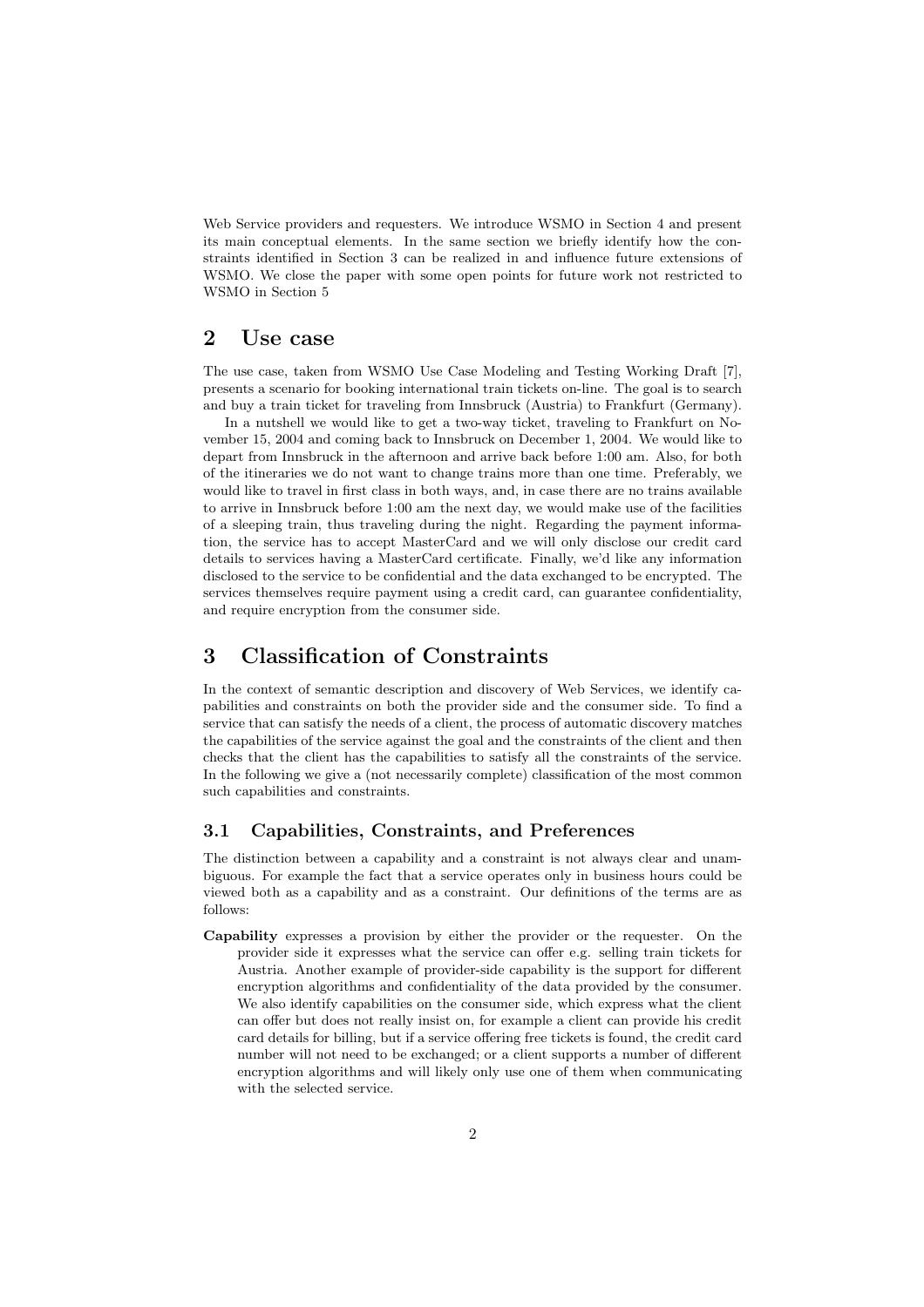Web Service providers and requesters. We introduce WSMO in Section 4 and present its main conceptual elements. In the same section we briefly identify how the constraints identified in Section 3 can be realized in and influence future extensions of WSMO. We close the paper with some open points for future work not restricted to WSMO in Section 5

## 2 Use case

The use case, taken from WSMO Use Case Modeling and Testing Working Draft [7], presents a scenario for booking international train tickets on-line. The goal is to search and buy a train ticket for traveling from Innsbruck (Austria) to Frankfurt (Germany).

In a nutshell we would like to get a two-way ticket, traveling to Frankfurt on November 15, 2004 and coming back to Innsbruck on December 1, 2004. We would like to depart from Innsbruck in the afternoon and arrive back before 1:00 am. Also, for both of the itineraries we do not want to change trains more than one time. Preferably, we would like to travel in first class in both ways, and, in case there are no trains available to arrive in Innsbruck before 1:00 am the next day, we would make use of the facilities of a sleeping train, thus traveling during the night. Regarding the payment information, the service has to accept MasterCard and we will only disclose our credit card details to services having a MasterCard certificate. Finally, we'd like any information disclosed to the service to be confidential and the data exchanged to be encrypted. The services themselves require payment using a credit card, can guarantee confidentiality, and require encryption from the consumer side.

## 3 Classification of Constraints

In the context of semantic description and discovery of Web Services, we identify capabilities and constraints on both the provider side and the consumer side. To find a service that can satisfy the needs of a client, the process of automatic discovery matches the capabilities of the service against the goal and the constraints of the client and then checks that the client has the capabilities to satisfy all the constraints of the service. In the following we give a (not necessarily complete) classification of the most common such capabilities and constraints.

### 3.1 Capabilities, Constraints, and Preferences

The distinction between a capability and a constraint is not always clear and unambiguous. For example the fact that a service operates only in business hours could be viewed both as a capability and as a constraint. Our definitions of the terms are as follows:

**Capability** expresses a provision by either the provider or the requester. On the provider side it expresses what the service can offer e.g. selling train tickets for Austria. Another example of provider-side capability is the support for different encryption algorithms and confidentiality of the data provided by the consumer. We also identify capabilities on the consumer side, which express what the client can offer but does not really insist on, for example a client can provide his credit card details for billing, but if a service offering free tickets is found, the credit card number will not need to be exchanged; or a client supports a number of different encryption algorithms and will likely only use one of them when communicating with the selected service.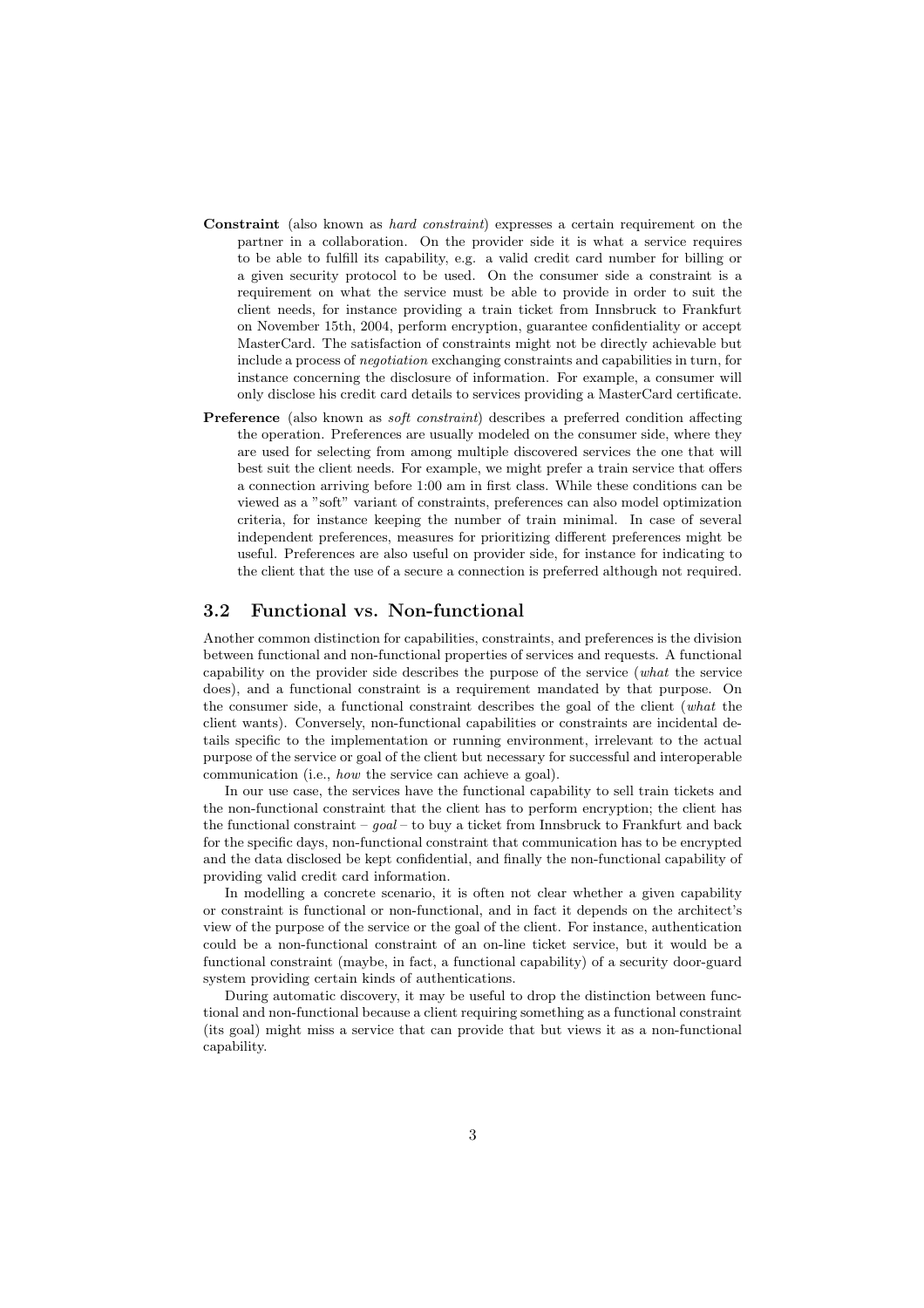**Constraint** (also known as *hard constraint*) expresses a certain requirement on the partner in a collaboration. On the provider side it is what a service requires to be able to fulfill its capability, e.g. a valid credit card number for billing or a given security protocol to be used. On the consumer side a constraint is a requirement on what the service must be able to provide in order to suit the client needs, for instance providing a train ticket from Innsbruck to Frankfurt on November 15th, 2004, perform encryption, guarantee confidentiality or accept MasterCard. The satisfaction of constraints might not be directly achievable but include a process of *negotiation* exchanging constraints and capabilities in turn, for instance concerning the disclosure of information. For example, a consumer will only disclose his credit card details to services providing a MasterCard certificate.

**Preference** (also known as *soft constraint*) describes a preferred condition affecting the operation. Preferences are usually modeled on the consumer side, where they are used for selecting from among multiple discovered services the one that will best suit the client needs. For example, we might prefer a train service that offers a connection arriving before 1:00 am in first class. While these conditions can be viewed as a "soft" variant of constraints, preferences can also model optimization criteria, for instance keeping the number of train minimal. In case of several independent preferences, measures for prioritizing different preferences might be useful. Preferences are also useful on provider side, for instance for indicating to the client that the use of a secure a connection is preferred although not required.

## 3.2 Functional vs. Non-functional

Another common distinction for capabilities, constraints, and preferences is the division between functional and non-functional properties of services and requests. A functional capability on the provider side describes the purpose of the service (*what* the service does), and a functional constraint is a requirement mandated by that purpose. On the consumer side, a functional constraint describes the goal of the client (*what* the client wants). Conversely, non-functional capabilities or constraints are incidental details specific to the implementation or running environment, irrelevant to the actual purpose of the service or goal of the client but necessary for successful and interoperable communication (i.e., *how* the service can achieve a goal).

In our use case, the services have the functional capability to sell train tickets and the non-functional constraint that the client has to perform encryption; the client has the functional constraint – *goal* – to buy a ticket from Innsbruck to Frankfurt and back for the specific days, non-functional constraint that communication has to be encrypted and the data disclosed be kept confidential, and finally the non-functional capability of providing valid credit card information.

In modelling a concrete scenario, it is often not clear whether a given capability or constraint is functional or non-functional, and in fact it depends on the architect's view of the purpose of the service or the goal of the client. For instance, authentication could be a non-functional constraint of an on-line ticket service, but it would be a functional constraint (maybe, in fact, a functional capability) of a security door-guard system providing certain kinds of authentications.

During automatic discovery, it may be useful to drop the distinction between functional and non-functional because a client requiring something as a functional constraint (its goal) might miss a service that can provide that but views it as a non-functional capability.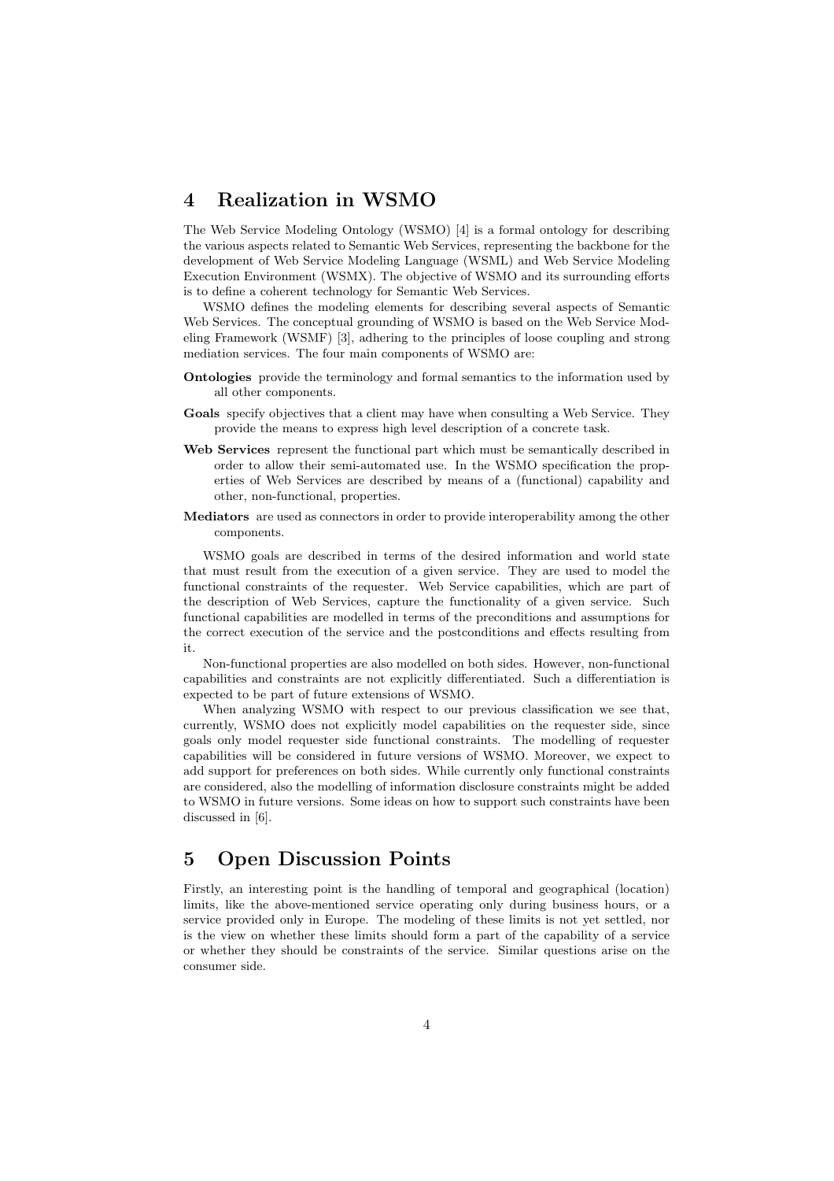## 4 Realization in WSMO

The Web Service Modeling Ontology (WSMO) [4] is a formal ontology for describing the various aspects related to Semantic Web Services, representing the backbone for the development of Web Service Modeling Language (WSML) and Web Service Modeling Execution Environment (WSMX). The objective of WSMO and its surrounding efforts is to define a coherent technology for Semantic Web Services.

WSMO defines the modeling elements for describing several aspects of Semantic Web Services. The conceptual grounding of WSMO is based on the Web Service Modeling Framework (WSMF) [3], adhering to the principles of loose coupling and strong mediation services. The four main components of WSMO are:

**Ontologies** provide the terminology and formal semantics to the information used by all other components.

**Goals** specify objectives that a client may have when consulting a Web Service. They provide the means to express high level description of a concrete task.

**Web Services** represent the functional part which must be semantically described in order to allow their semi-automated use. In the WSMO specification the properties of Web Services are described by means of a (functional) capability and other, non-functional, properties.

**Mediators** are used as connectors in order to provide interoperability among the other components.

WSMO goals are described in terms of the desired information and world state that must result from the execution of a given service. They are used to model the functional constraints of the requester. Web Service capabilities, which are part of the description of Web Services, capture the functionality of a given service. Such functional capabilities are modelled in terms of the preconditions and assumptions for the correct execution of the service and the postconditions and effects resulting from it.

Non-functional properties are also modelled on both sides. However, non-functional capabilities and constraints are not explicitly differentiated. Such a differentiation is expected to be part of future extensions of WSMO.

When analyzing WSMO with respect to our previous classification we see that, currently, WSMO does not explicitly model capabilities on the requester side, since goals only model requester side functional constraints. The modelling of requester capabilities will be considered in future versions of WSMO. Moreover, we expect to add support for preferences on both sides. While currently only functional constraints are considered, also the modelling of information disclosure constraints might be added to WSMO in future versions. Some ideas on how to support such constraints have been discussed in [6].

## 5 Open Discussion Points

Firstly, an interesting point is the handling of temporal and geographical (location) limits, like the above-mentioned service operating only during business hours, or a service provided only in Europe. The modeling of these limits is not yet settled, nor is the view on whether these limits should form a part of the capability of a service or whether they should be constraints of the service. Similar questions arise on the consumer side.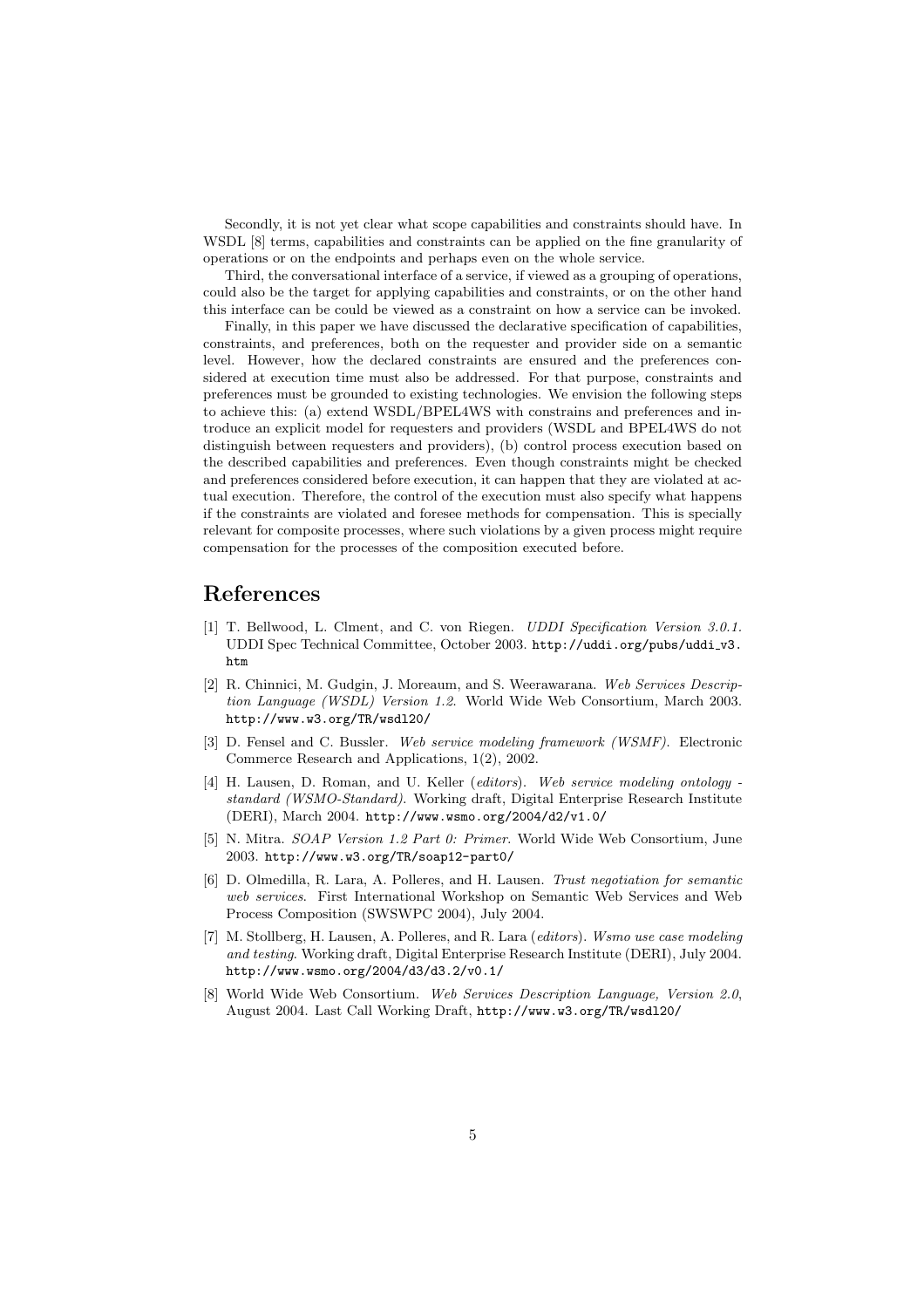Secondly, it is not yet clear what scope capabilities and constraints should have. In WSDL [8] terms, capabilities and constraints can be applied on the fine granularity of operations or on the endpoints and perhaps even on the whole service.

Third, the conversational interface of a service, if viewed as a grouping of operations, could also be the target for applying capabilities and constraints, or on the other hand this interface can be could be viewed as a constraint on how a service can be invoked.

Finally, in this paper we have discussed the declarative specification of capabilities, constraints, and preferences, both on the requester and provider side on a semantic level. However, how the declared constraints are ensured and the preferences considered at execution time must also be addressed. For that purpose, constraints and preferences must be grounded to existing technologies. We envision the following steps to achieve this: (a) extend WSDL/BPEL4WS with constrains and preferences and introduce an explicit model for requesters and providers (WSDL and BPEL4WS do not distinguish between requesters and providers), (b) control process execution based on the described capabilities and preferences. Even though constraints might be checked and preferences considered before execution, it can happen that they are violated at actual execution. Therefore, the control of the execution must also specify what happens if the constraints are violated and foresee methods for compensation. This is specially relevant for composite processes, where such violations by a given process might require compensation for the processes of the composition executed before.

# References

[1] T. Bellwood, L. Clment, and C. von Riegen. *UDDI Specification Version 3.0.1*. UDDI Spec Technical Committee, October 2003. `http://uddi.org/pubs/uddi_v3.htm`

[2] R. Chinnici, M. Gudgin, J. Moreaum, and S. Weerawarana. *Web Services Description Language (WSDL) Version 1.2*. World Wide Web Consortium, March 2003. `http://www.w3.org/TR/wsdl20/`

[3] D. Fensel and C. Bussler. *Web service modeling framework (WSMF)*. Electronic Commerce Research and Applications, 1(2), 2002.

[4] H. Lausen, D. Roman, and U. Keller (*editors*). *Web service modeling ontology - standard (WSMO-Standard)*. Working draft, Digital Enterprise Research Institute (DERI), March 2004. `http://www.wsmo.org/2004/d2/v1.0/`

[5] N. Mitra. *SOAP Version 1.2 Part 0: Primer*. World Wide Web Consortium, June 2003. `http://www.w3.org/TR/soap12-part0/`

[6] D. Olmedilla, R. Lara, A. Polleres, and H. Lausen. *Trust negotiation for semantic web services*. First International Workshop on Semantic Web Services and Web Process Composition (SWSWPC 2004), July 2004.

[7] M. Stollberg, H. Lausen, A. Polleres, and R. Lara (*editors*). *Wsmo use case modeling and testing*. Working draft, Digital Enterprise Research Institute (DERI), July 2004. `http://www.wsmo.org/2004/d3/d3.2/v0.1/`

[8] World Wide Web Consortium. *Web Services Description Language, Version 2.0*, August 2004. Last Call Working Draft, `http://www.w3.org/TR/wsdl20/`